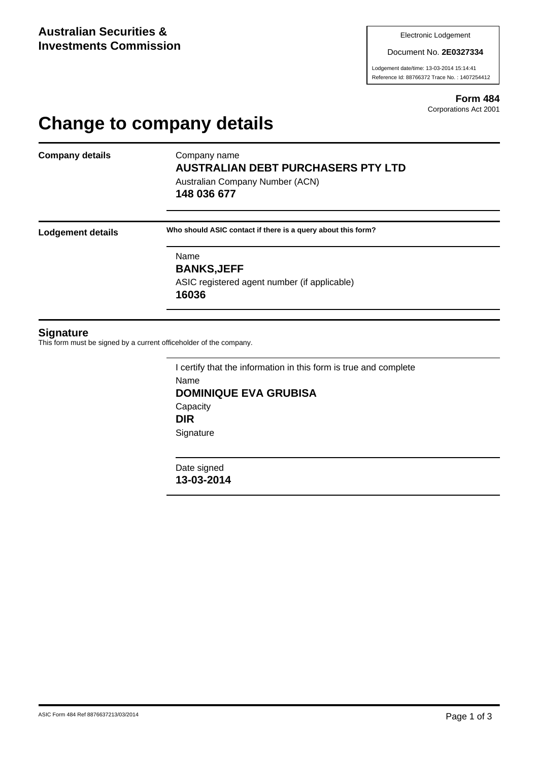**Australian Securities & Investments Commission**

Electronic Lodgement

Document No. **2E0327334**

Lodgement date/time: 13-03-2014 15:14:41

Reference Id: 88766372 Trace No. : 1407254412

**Form 484**

Corporations Act 2001

# Change to company details

**Company details**

Company name

**AUSTRALIAN DEBT PURCHASERS PTY LTD**

Australian Company Number (ACN)

**148 036 677**

**Lodgement details**

**Who should ASIC contact if there is a query about this form?**

Name

**BANKS,JEFF**

ASIC registered agent number (if applicable)

**16036**

## Signature

This form must be signed by a current officeholder of the company.

I certify that the information in this form is true and complete

Name

**DOMINIQUE EVA GRUBISA**

Capacity

**DIR**

Signature

Date signed

**13-03-2014**

ASIC Form 484 Ref 8876637213/03/2014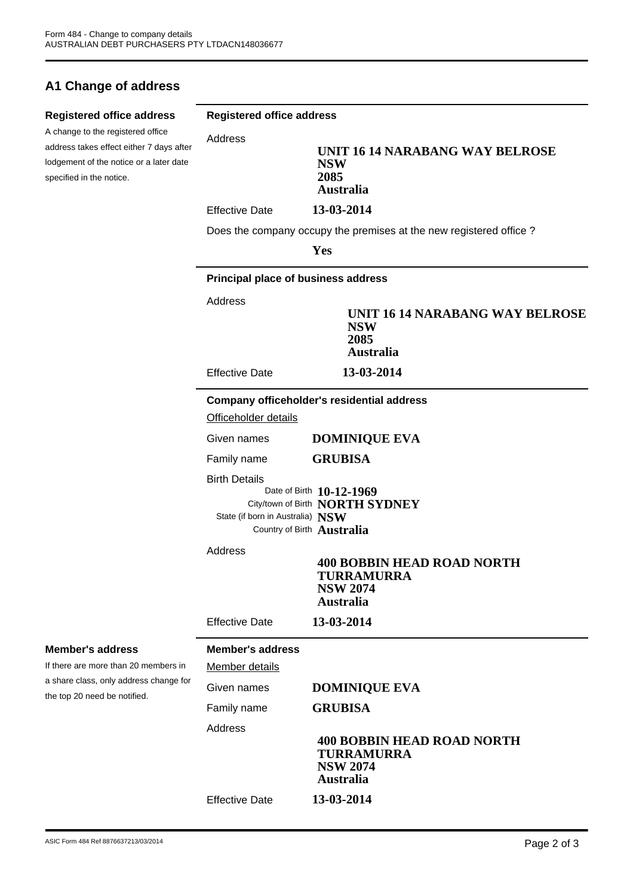## A1 Change of address

**Registered office address**

A change to the registered office address takes effect either 7 days after lodgement of the notice or a later date specified in the notice.

**Registered office address**

Address
**UNIT 16 14 NARABANG WAY BELROSE**
**NSW**
**2085**
**Australia**

Effective Date **13-03-2014**

Does the company occupy the premises at the new registered office ?

**Yes**

**Principal place of business address**

Address
**UNIT 16 14 NARABANG WAY BELROSE**
**NSW**
**2085**
**Australia**

Effective Date **13-03-2014**

**Company officeholder's residential address**

Officeholder details

Given names **DOMINIQUE EVA**

Family name **GRUBISA**

Birth Details
Date of Birth **10-12-1969**
City/town of Birth **NORTH SYDNEY**
State (if born in Australia) **NSW**
Country of Birth **Australia**

Address
**400 BOBBIN HEAD ROAD NORTH TURRAMURRA**
**NSW 2074**
**Australia**

Effective Date **13-03-2014**

**Member's address**

If there are more than 20 members in a share class, only address change for the top 20 need be notified.

**Member's address**

Member details

Given names **DOMINIQUE EVA**

Family name **GRUBISA**

Address
**400 BOBBIN HEAD ROAD NORTH TURRAMURRA**
**NSW 2074**
**Australia**

Effective Date **13-03-2014**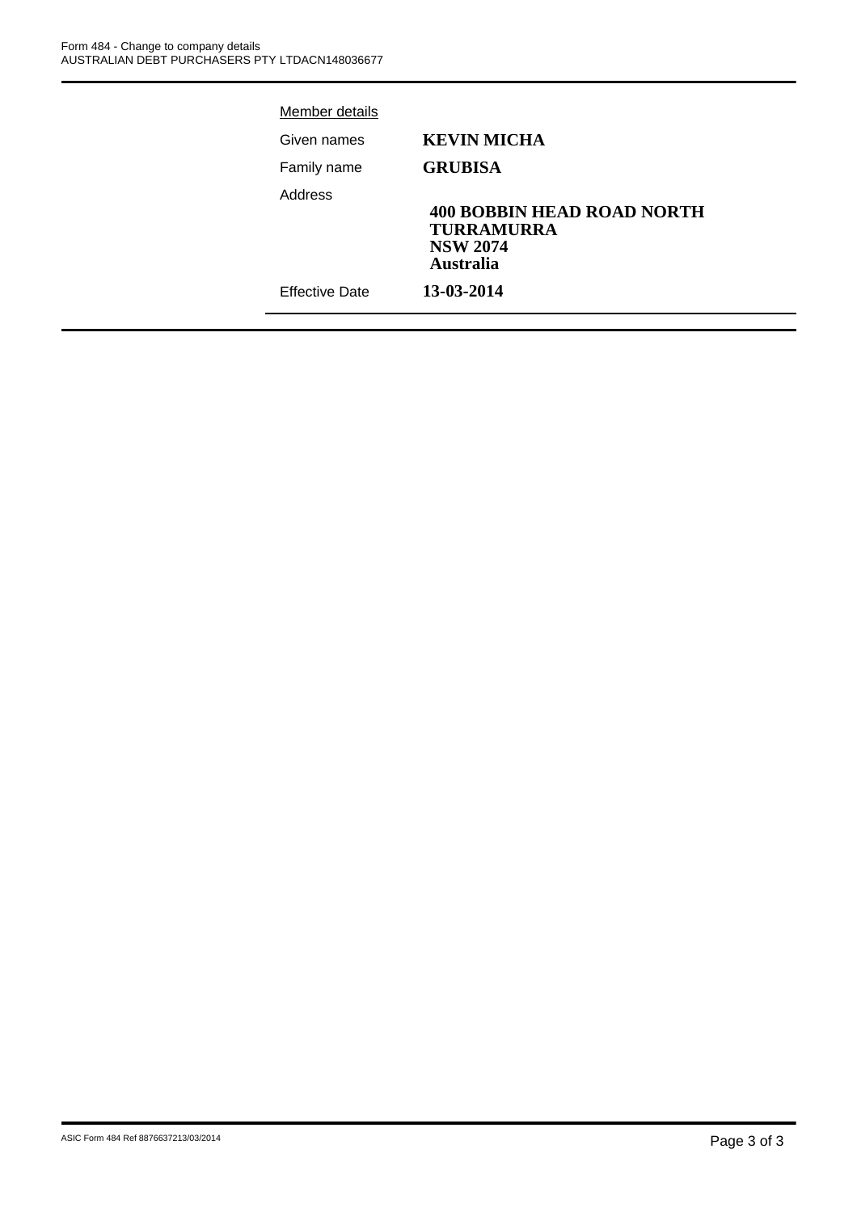Member details

| | |
|---|---|
| Given names | **KEVIN MICHA** |
| Family name | **GRUBISA** |
| Address | **400 BOBBIN HEAD ROAD NORTH TURRAMURRA NSW 2074 Australia** |
| Effective Date | **13-03-2014** |